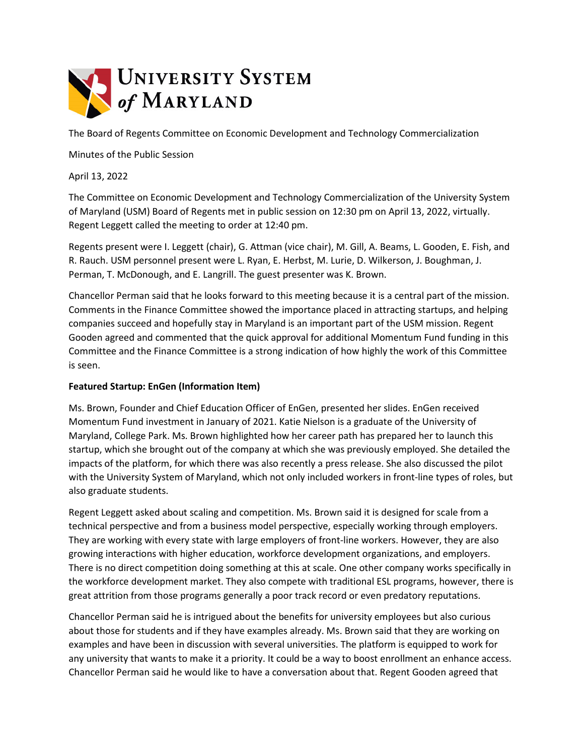The Board of Regents Committee on Economic Development and Technology Commercialization

Minutes of the Public Session

April 13, 2022

The Committee on Economic Development and Technology Commercialization of the University System of Maryland (USM) Board of Regents met in public session on 12:30 pm on April 13, 2022, virtually. Regent Leggett called the meeting to order at 12:40 pm.

Regents present were I. Leggett (chair), G. Attman (vice chair), M. Gill, A. Beams, L. Gooden, E. Fish, and R. Rauch. USM personnel present were L. Ryan, E. Herbst, M. Lurie, D. Wilkerson, J. Boughman, J. Perman, T. McDonough, and E. Langrill. The guest presenter was K. Brown.

Chancellor Perman said that he looks forward to this meeting because it is a central part of the mission. Comments in the Finance Committee showed the importance placed in attracting startups, and helping companies succeed and hopefully stay in Maryland is an important part of the USM mission. Regent Gooden agreed and commented that the quick approval for additional Momentum Fund funding in this Committee and the Finance Committee is a strong indication of how highly the work of this Committee is seen.

**Featured Startup: EnGen (Information Item)**

Ms. Brown, Founder and Chief Education Officer of EnGen, presented her slides. EnGen received Momentum Fund investment in January of 2021. Katie Nielson is a graduate of the University of Maryland, College Park. Ms. Brown highlighted how her career path has prepared her to launch this startup, which she brought out of the company at which she was previously employed. She detailed the impacts of the platform, for which there was also recently a press release. She also discussed the pilot with the University System of Maryland, which not only included workers in front-line types of roles, but also graduate students.

Regent Leggett asked about scaling and competition. Ms. Brown said it is designed for scale from a technical perspective and from a business model perspective, especially working through employers. They are working with every state with large employers of front-line workers. However, they are also growing interactions with higher education, workforce development organizations, and employers. There is no direct competition doing something at this at scale. One other company works specifically in the workforce development market. They also compete with traditional ESL programs, however, there is great attrition from those programs generally a poor track record or even predatory reputations.

Chancellor Perman said he is intrigued about the benefits for university employees but also curious about those for students and if they have examples already. Ms. Brown said that they are working on examples and have been in discussion with several universities. The platform is equipped to work for any university that wants to make it a priority. It could be a way to boost enrollment an enhance access. Chancellor Perman said he would like to have a conversation about that. Regent Gooden agreed that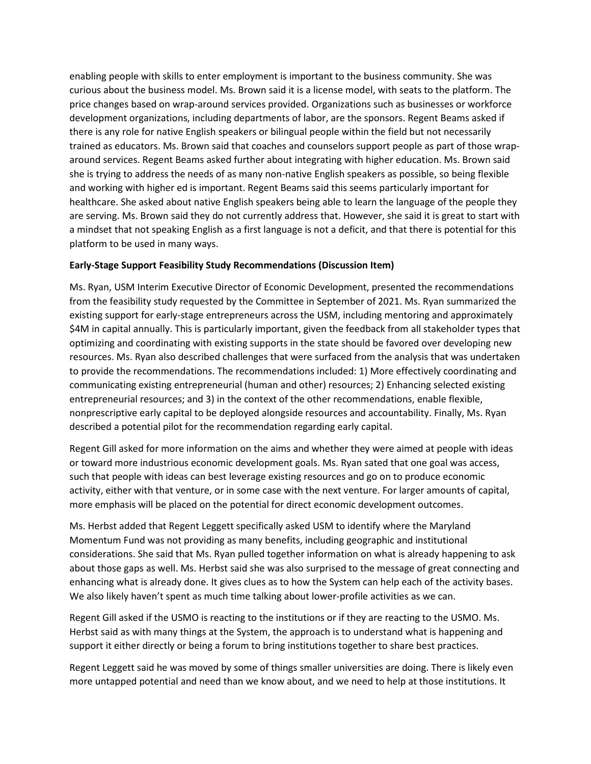enabling people with skills to enter employment is important to the business community. She was curious about the business model. Ms. Brown said it is a license model, with seats to the platform. The price changes based on wrap-around services provided. Organizations such as businesses or workforce development organizations, including departments of labor, are the sponsors. Regent Beams asked if there is any role for native English speakers or bilingual people within the field but not necessarily trained as educators. Ms. Brown said that coaches and counselors support people as part of those wrap-around services. Regent Beams asked further about integrating with higher education. Ms. Brown said she is trying to address the needs of as many non-native English speakers as possible, so being flexible and working with higher ed is important. Regent Beams said this seems particularly important for healthcare. She asked about native English speakers being able to learn the language of the people they are serving. Ms. Brown said they do not currently address that. However, she said it is great to start with a mindset that not speaking English as a first language is not a deficit, and that there is potential for this platform to be used in many ways.

**Early-Stage Support Feasibility Study Recommendations (Discussion Item)**

Ms. Ryan, USM Interim Executive Director of Economic Development, presented the recommendations from the feasibility study requested by the Committee in September of 2021. Ms. Ryan summarized the existing support for early-stage entrepreneurs across the USM, including mentoring and approximately $4M in capital annually. This is particularly important, given the feedback from all stakeholder types that optimizing and coordinating with existing supports in the state should be favored over developing new resources. Ms. Ryan also described challenges that were surfaced from the analysis that was undertaken to provide the recommendations. The recommendations included: 1) More effectively coordinating and communicating existing entrepreneurial (human and other) resources; 2) Enhancing selected existing entrepreneurial resources; and 3) in the context of the other recommendations, enable flexible, nonprescriptive early capital to be deployed alongside resources and accountability. Finally, Ms. Ryan described a potential pilot for the recommendation regarding early capital.

Regent Gill asked for more information on the aims and whether they were aimed at people with ideas or toward more industrious economic development goals. Ms. Ryan sated that one goal was access, such that people with ideas can best leverage existing resources and go on to produce economic activity, either with that venture, or in some case with the next venture. For larger amounts of capital, more emphasis will be placed on the potential for direct economic development outcomes.

Ms. Herbst added that Regent Leggett specifically asked USM to identify where the Maryland Momentum Fund was not providing as many benefits, including geographic and institutional considerations. She said that Ms. Ryan pulled together information on what is already happening to ask about those gaps as well. Ms. Herbst said she was also surprised to the message of great connecting and enhancing what is already done. It gives clues as to how the System can help each of the activity bases. We also likely haven't spent as much time talking about lower-profile activities as we can.

Regent Gill asked if the USMO is reacting to the institutions or if they are reacting to the USMO. Ms. Herbst said as with many things at the System, the approach is to understand what is happening and support it either directly or being a forum to bring institutions together to share best practices.

Regent Leggett said he was moved by some of things smaller universities are doing. There is likely even more untapped potential and need than we know about, and we need to help at those institutions. It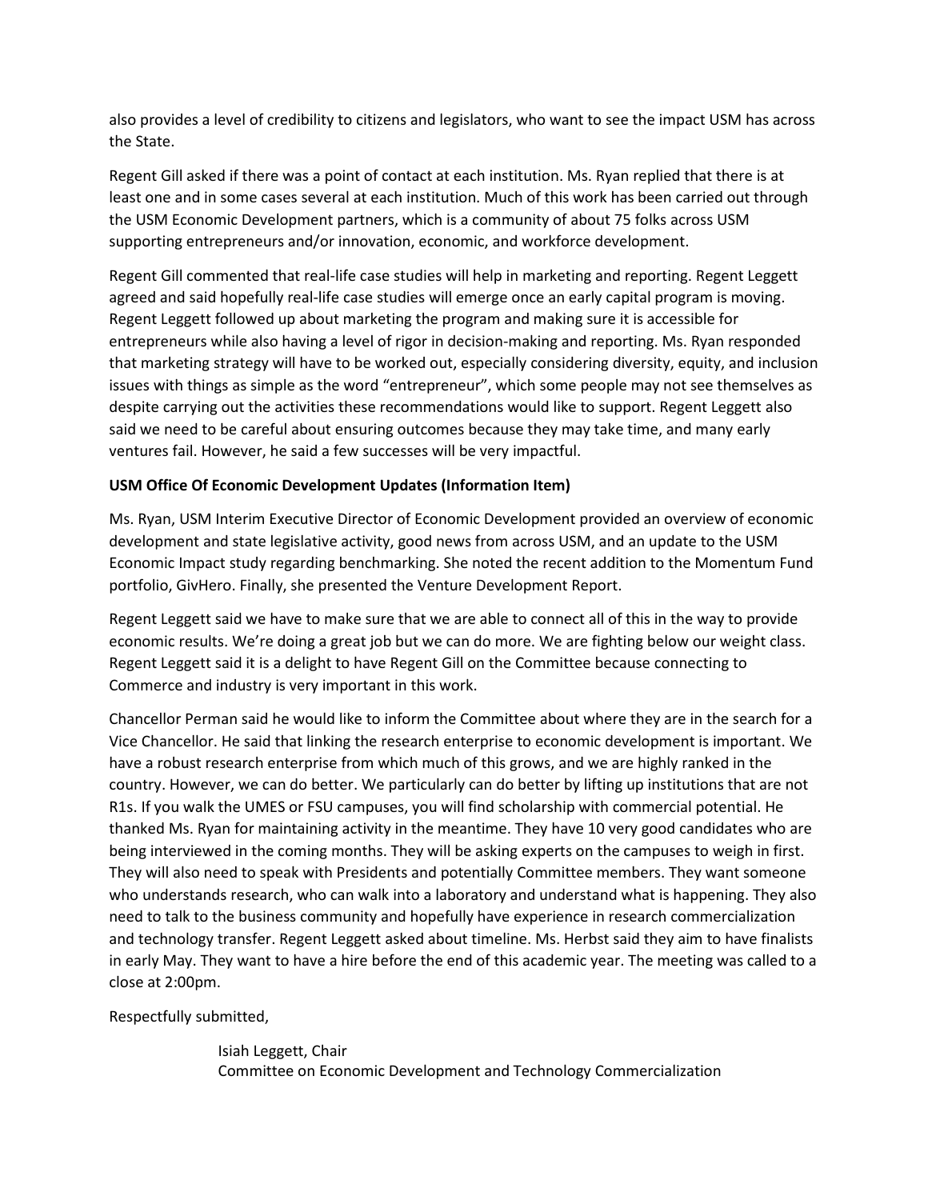also provides a level of credibility to citizens and legislators, who want to see the impact USM has across the State.

Regent Gill asked if there was a point of contact at each institution. Ms. Ryan replied that there is at least one and in some cases several at each institution. Much of this work has been carried out through the USM Economic Development partners, which is a community of about 75 folks across USM supporting entrepreneurs and/or innovation, economic, and workforce development.

Regent Gill commented that real-life case studies will help in marketing and reporting. Regent Leggett agreed and said hopefully real-life case studies will emerge once an early capital program is moving. Regent Leggett followed up about marketing the program and making sure it is accessible for entrepreneurs while also having a level of rigor in decision-making and reporting. Ms. Ryan responded that marketing strategy will have to be worked out, especially considering diversity, equity, and inclusion issues with things as simple as the word "entrepreneur", which some people may not see themselves as despite carrying out the activities these recommendations would like to support. Regent Leggett also said we need to be careful about ensuring outcomes because they may take time, and many early ventures fail. However, he said a few successes will be very impactful.

**USM Office Of Economic Development Updates (Information Item)**

Ms. Ryan, USM Interim Executive Director of Economic Development provided an overview of economic development and state legislative activity, good news from across USM, and an update to the USM Economic Impact study regarding benchmarking. She noted the recent addition to the Momentum Fund portfolio, GivHero. Finally, she presented the Venture Development Report.

Regent Leggett said we have to make sure that we are able to connect all of this in the way to provide economic results. We're doing a great job but we can do more. We are fighting below our weight class. Regent Leggett said it is a delight to have Regent Gill on the Committee because connecting to Commerce and industry is very important in this work.

Chancellor Perman said he would like to inform the Committee about where they are in the search for a Vice Chancellor. He said that linking the research enterprise to economic development is important. We have a robust research enterprise from which much of this grows, and we are highly ranked in the country. However, we can do better. We particularly can do better by lifting up institutions that are not R1s. If you walk the UMES or FSU campuses, you will find scholarship with commercial potential. He thanked Ms. Ryan for maintaining activity in the meantime. They have 10 very good candidates who are being interviewed in the coming months. They will be asking experts on the campuses to weigh in first. They will also need to speak with Presidents and potentially Committee members. They want someone who understands research, who can walk into a laboratory and understand what is happening. They also need to talk to the business community and hopefully have experience in research commercialization and technology transfer. Regent Leggett asked about timeline. Ms. Herbst said they aim to have finalists in early May. They want to have a hire before the end of this academic year. The meeting was called to a close at 2:00pm.

Respectfully submitted,

Isiah Leggett, Chair
Committee on Economic Development and Technology Commercialization